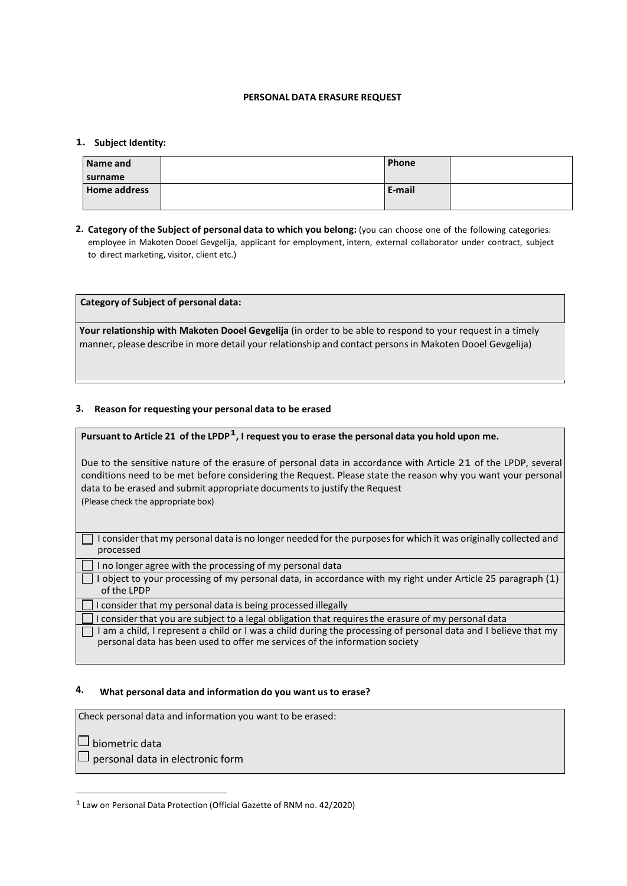# PERSONAL DATA ERASURE REQUEST

## 1. Subject Identity:

| Name and surname | | Phone | |
|---|---|---|---|
| Home address | | E-mail | |

## 2. Category of the Subject of personal data to which you belong:

(you can choose one of the following categories: employee in Makoten Dooel Gevgelija, applicant for employment, intern, external collaborator under contract, subject to direct marketing, visitor, client etc.)

| **Category of Subject of personal data:** |
|---|
| **Your relationship with Makoten Dooel Gevgelija** (in order to be able to respond to your request in a timely manner, please describe in more detail your relationship and contact persons in Makoten Dooel Gevgelija) |

## 3. Reason for requesting your personal data to be erased

**Pursuant to Article 21 of the LPDP[1], I request you to erase the personal data you hold upon me.**

Due to the sensitive nature of the erasure of personal data in accordance with Article 21 of the LPDP, several conditions need to be met before considering the Request. Please state the reason why you want your personal data to be erased and submit appropriate documents to justify the Request

(Please check the appropriate box)

- ☐ I consider that my personal data is no longer needed for the purposes for which it was originally collected and processed
- ☐ I no longer agree with the processing of my personal data
- ☐ I object to your processing of my personal data, in accordance with my right under Article 25 paragraph (1) of the LPDP
- ☐ I consider that my personal data is being processed illegally
- ☐ I consider that you are subject to a legal obligation that requires the erasure of my personal data
- ☐ I am a child, I represent a child or I was a child during the processing of personal data and I believe that my personal data has been used to offer me services of the information society

## 4. What personal data and information do you want us to erase?

Check personal data and information you want to be erased:

- ☐ biometric data
- ☐ personal data in electronic form

[1] Law on Personal Data Protection (Official Gazette of RNM no. 42/2020)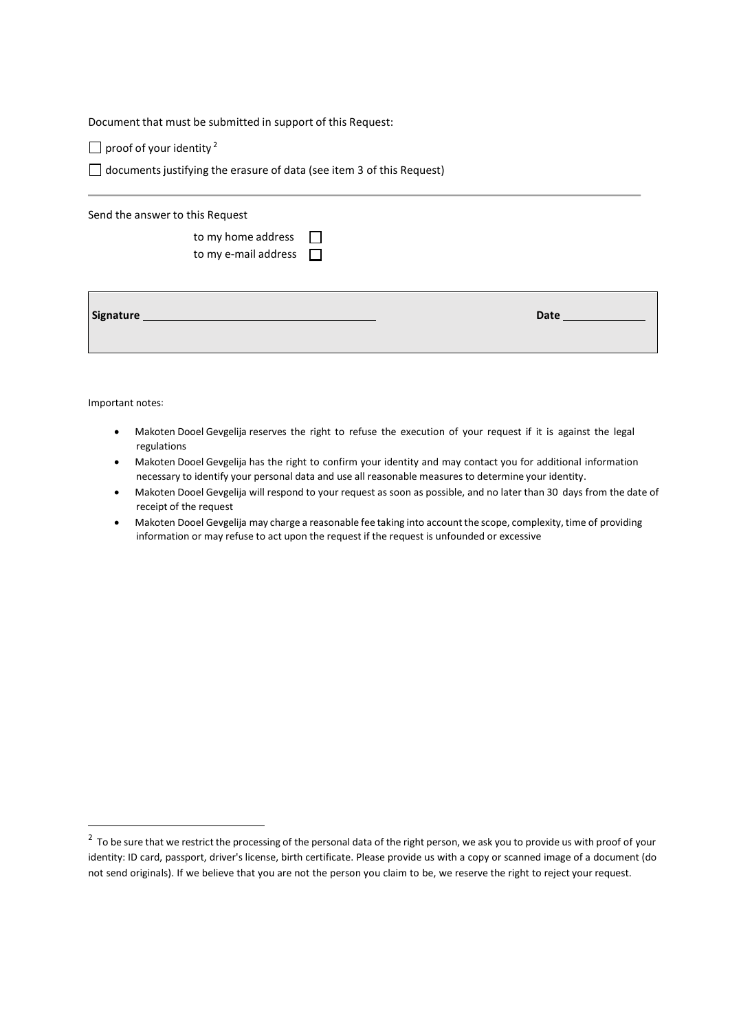Document that must be submitted in support of this Request:

☐ proof of your identity [2]

☐ documents justifying the erasure of data (see item 3 of this Request)

---

Send the answer to this Request

to my home address ☐

to my e-mail address ☐

**Signature** ____________________________ **Date** ____________

Important notes:

- Makoten Dooel Gevgelija reserves the right to refuse the execution of your request if it is against the legal regulations
- Makoten Dooel Gevgelija has the right to confirm your identity and may contact you for additional information necessary to identify your personal data and use all reasonable measures to determine your identity.
- Makoten Dooel Gevgelija will respond to your request as soon as possible, and no later than 30 days from the date of receipt of the request
- Makoten Dooel Gevgelija may charge a reasonable fee taking into account the scope, complexity, time of providing information or may refuse to act upon the request if the request is unfounded or excessive

[2] To be sure that we restrict the processing of the personal data of the right person, we ask you to provide us with proof of your identity: ID card, passport, driver's license, birth certificate. Please provide us with a copy or scanned image of a document (do not send originals). If we believe that you are not the person you claim to be, we reserve the right to reject your request.